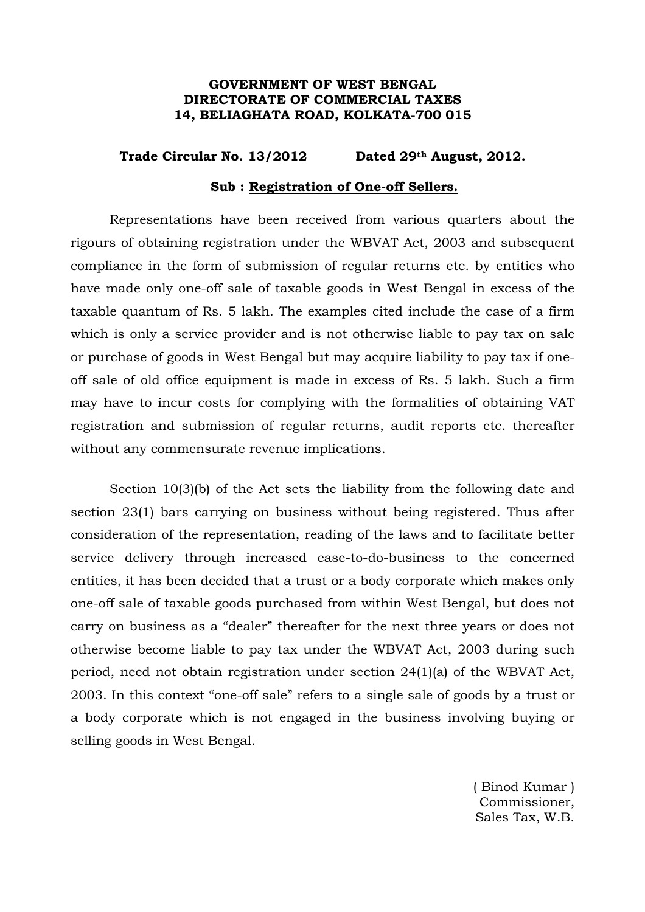**GOVERNMENT OF WEST BENGAL**
**DIRECTORATE OF COMMERCIAL TAXES**
**14, BELIAGHATA ROAD, KOLKATA-700 015**

**Trade Circular No. 13/2012 Dated 29th August, 2012.**

**Sub : Registration of One-off Sellers.**

Representations have been received from various quarters about the rigours of obtaining registration under the WBVAT Act, 2003 and subsequent compliance in the form of submission of regular returns etc. by entities who have made only one-off sale of taxable goods in West Bengal in excess of the taxable quantum of Rs. 5 lakh. The examples cited include the case of a firm which is only a service provider and is not otherwise liable to pay tax on sale or purchase of goods in West Bengal but may acquire liability to pay tax if one-off sale of old office equipment is made in excess of Rs. 5 lakh. Such a firm may have to incur costs for complying with the formalities of obtaining VAT registration and submission of regular returns, audit reports etc. thereafter without any commensurate revenue implications.

Section 10(3)(b) of the Act sets the liability from the following date and section 23(1) bars carrying on business without being registered. Thus after consideration of the representation, reading of the laws and to facilitate better service delivery through increased ease-to-do-business to the concerned entities, it has been decided that a trust or a body corporate which makes only one-off sale of taxable goods purchased from within West Bengal, but does not carry on business as a "dealer" thereafter for the next three years or does not otherwise become liable to pay tax under the WBVAT Act, 2003 during such period, need not obtain registration under section 24(1)(a) of the WBVAT Act, 2003. In this context "one-off sale" refers to a single sale of goods by a trust or a body corporate which is not engaged in the business involving buying or selling goods in West Bengal.

( Binod Kumar )
Commissioner,
Sales Tax, W.B.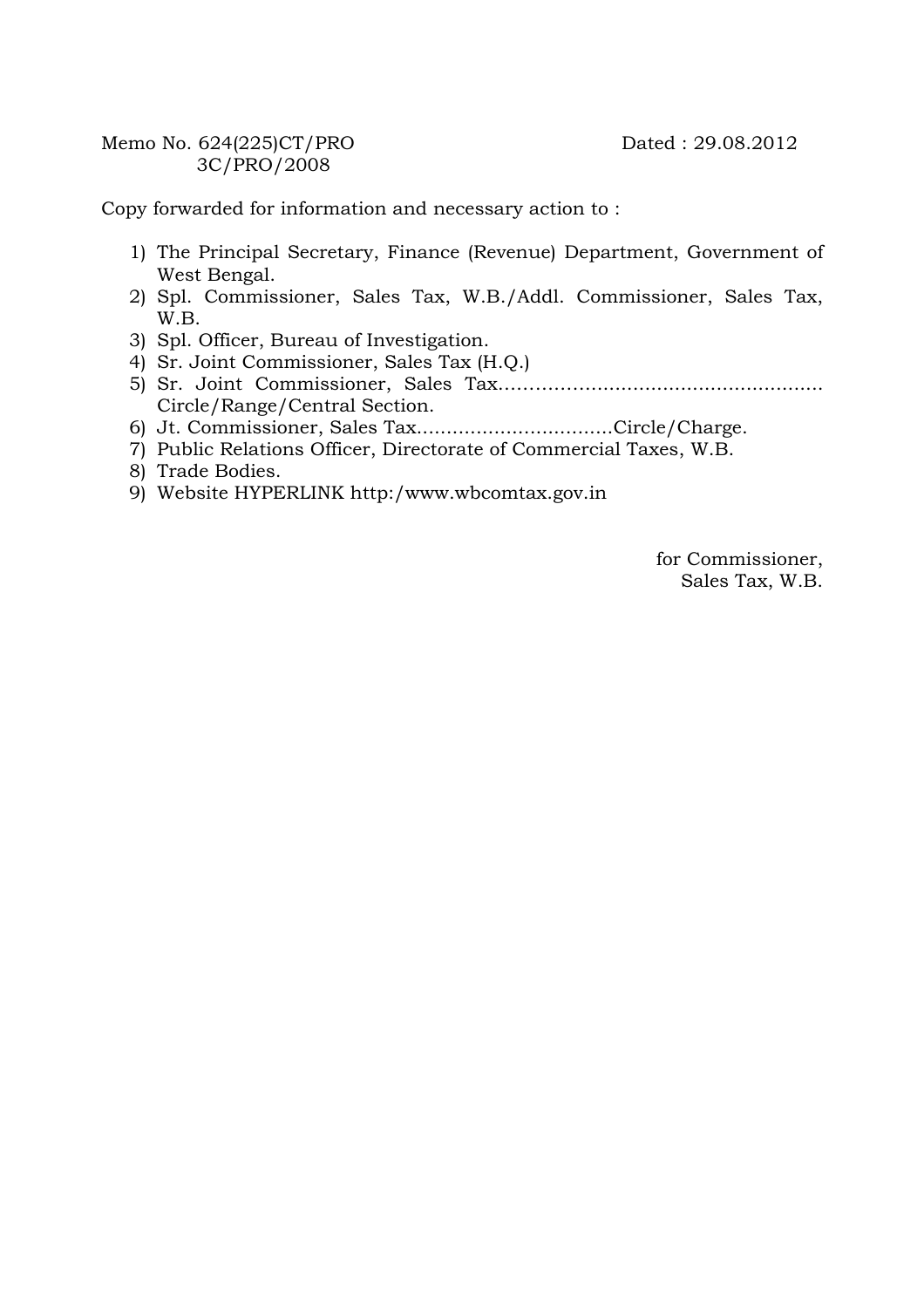Memo No. 624(225)CT/PRO                                        Dated : 29.08.2012
3C/PRO/2008

Copy forwarded for information and necessary action to :

1) The Principal Secretary, Finance (Revenue) Department, Government of West Bengal.
2) Spl. Commissioner, Sales Tax, W.B./Addl. Commissioner, Sales Tax, W.B.
3) Spl. Officer, Bureau of Investigation.
4) Sr. Joint Commissioner, Sales Tax (H.Q.)
5) Sr. Joint Commissioner, Sales Tax…………………………………………….. Circle/Range/Central Section.
6) Jt. Commissioner, Sales Tax……………………………Circle/Charge.
7) Public Relations Officer, Directorate of Commercial Taxes, W.B.
8) Trade Bodies.
9) Website HYPERLINK http:/www.wbcomtax.gov.in

for Commissioner,
Sales Tax, W.B.